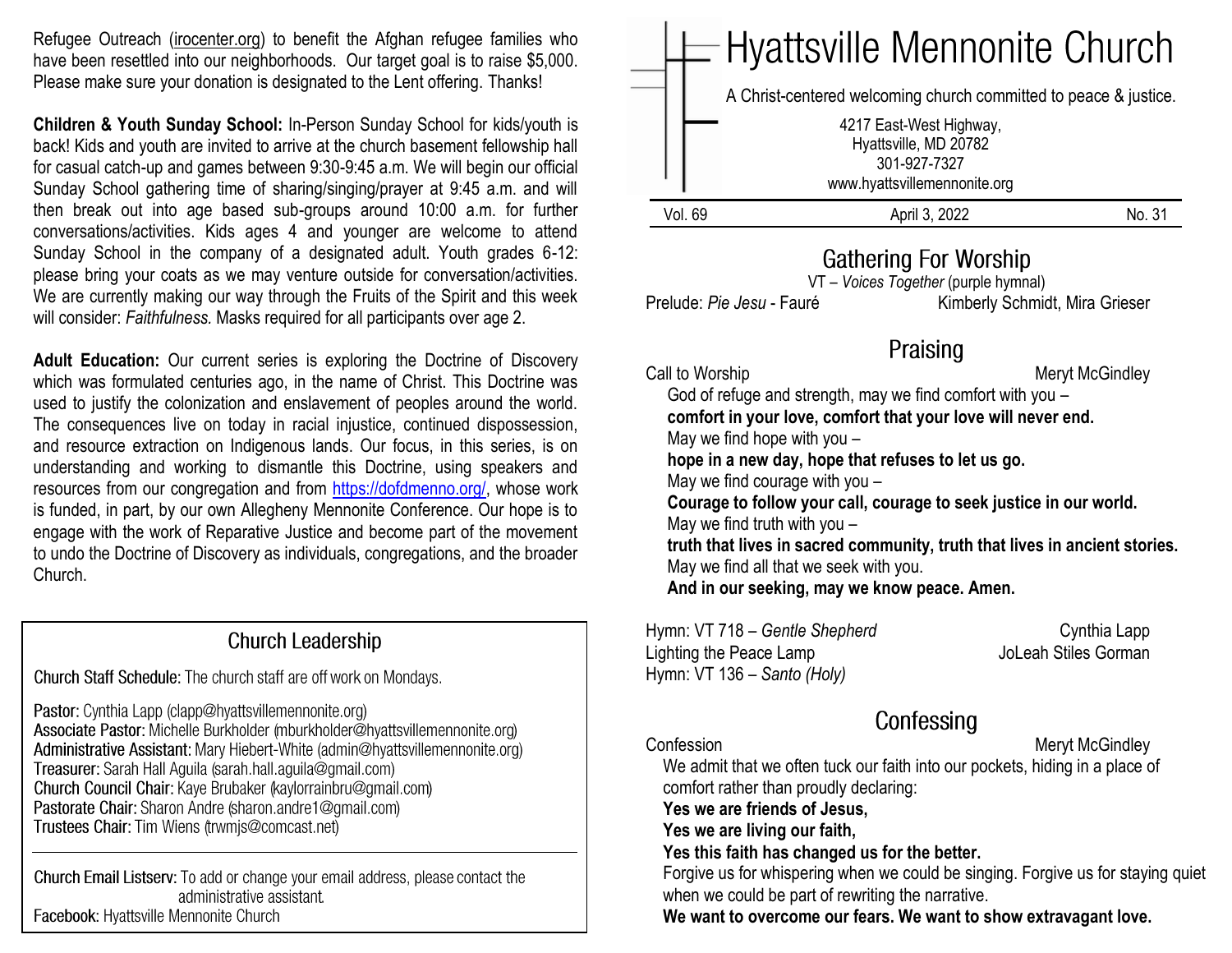Refugee Outreach (irocenter.org) to benefit the Afghan refugee families who have been resettled into our neighborhoods. Our target goal is to raise $5,000. Please make sure your donation is designated to the Lent offering. Thanks!

**Children & Youth Sunday School:** In-Person Sunday School for kids/youth is back! Kids and youth are invited to arrive at the church basement fellowship hall for casual catch-up and games between 9:30-9:45 a.m. We will begin our official Sunday School gathering time of sharing/singing/prayer at 9:45 a.m. and will then break out into age based sub-groups around 10:00 a.m. for further conversations/activities. Kids ages 4 and younger are welcome to attend Sunday School in the company of a designated adult. Youth grades 6-12: please bring your coats as we may venture outside for conversation/activities. We are currently making our way through the Fruits of the Spirit and this week will consider: *Faithfulness.* Masks required for all participants over age 2.

**Adult Education:** Our current series is exploring the Doctrine of Discovery which was formulated centuries ago, in the name of Christ. This Doctrine was used to justify the colonization and enslavement of peoples around the world. The consequences live on today in racial injustice, continued dispossession, and resource extraction on Indigenous lands. Our focus, in this series, is on understanding and working to dismantle this Doctrine, using speakers and resources from our congregation and from https://dofdmenno.org/, whose work is funded, in part, by our own Allegheny Mennonite Conference. Our hope is to engage with the work of Reparative Justice and become part of the movement to undo the Doctrine of Discovery as individuals, congregations, and the broader Church.

## Church Leadership

Church Staff Schedule: The church staff are off work on Mondays.

Pastor: Cynthia Lapp (clapp@hyattsvillemennonite.org)
Associate Pastor: Michelle Burkholder (mburkholder@hyattsvillemennonite.org)
Administrative Assistant: Mary Hiebert-White (admin@hyattsvillemennonite.org)
Treasurer: Sarah Hall Aguila (sarah.hall.aguila@gmail.com)
Church Council Chair: Kaye Brubaker (kaylorrainbru@gmail.com)
Pastorate Chair: Sharon Andre (sharon.andre1@gmail.com)
Trustees Chair: Tim Wiens (trwmjs@comcast.net)

---

Church Email Listserv: To add or change your email address, please contact the administrative assistant.
Facebook: Hyattsville Mennonite Church

# Hyattsville Mennonite Church

A Christ-centered welcoming church committed to peace & justice.

4217 East-West Highway,
Hyattsville, MD 20782
301-927-7327
www.hyattsvillemennonite.org

Vol. 69 | April 3, 2022 | No. 31

## Gathering For Worship

VT – *Voices Together* (purple hymnal)

Prelude: *Pie Jesu* - Fauré — Kimberly Schmidt, Mira Grieser

## Praising

Call to Worship — Meryt McGindley

God of refuge and strength, may we find comfort with you –
**comfort in your love, comfort that your love will never end.**
May we find hope with you –
**hope in a new day, hope that refuses to let us go.**
May we find courage with you –
**Courage to follow your call, courage to seek justice in our world.**
May we find truth with you –
**truth that lives in sacred community, truth that lives in ancient stories.**
May we find all that we seek with you.
**And in our seeking, may we know peace. Amen.**

Hymn: VT 718 – *Gentle Shepherd* — Cynthia Lapp
Lighting the Peace Lamp — JoLeah Stiles Gorman
Hymn: VT 136 – *Santo (Holy)*

## Confessing

Confession — Meryt McGindley

We admit that we often tuck our faith into our pockets, hiding in a place of comfort rather than proudly declaring:
**Yes we are friends of Jesus,**
**Yes we are living our faith,**
**Yes this faith has changed us for the better.**
Forgive us for whispering when we could be singing. Forgive us for staying quiet when we could be part of rewriting the narrative.
**We want to overcome our fears. We want to show extravagant love.**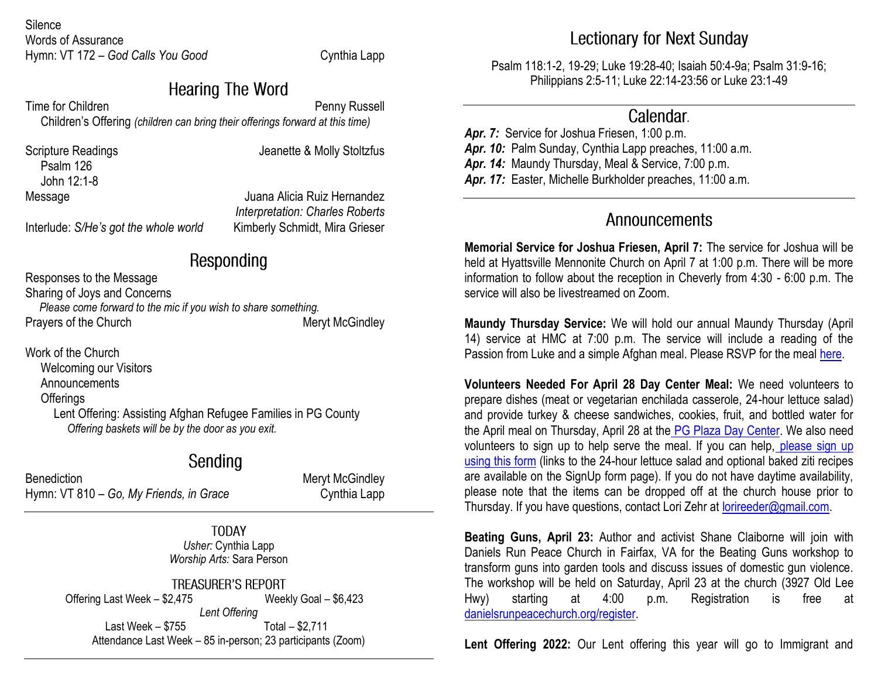Silence
Words of Assurance
Hymn: VT 172 – *God Calls You Good* Cynthia Lapp

## Hearing The Word

Time for Children Penny Russell
Children's Offering *(children can bring their offerings forward at this time)*

Scripture Readings Jeanette & Molly Stoltzfus
Psalm 126
John 12:1-8
Message Juana Alicia Ruiz Hernandez
*Interpretation: Charles Roberts*
Interlude: *S/He's got the whole world* Kimberly Schmidt, Mira Grieser

## Responding

Responses to the Message
Sharing of Joys and Concerns
*Please come forward to the mic if you wish to share something.*
Prayers of the Church Meryt McGindley

Work of the Church
Welcoming our Visitors
Announcements
Offerings
Lent Offering: Assisting Afghan Refugee Families in PG County
*Offering baskets will be by the door as you exit.*

## Sending

Benediction Meryt McGindley
Hymn: VT 810 – *Go, My Friends, in Grace* Cynthia Lapp

### TODAY

*Usher:* Cynthia Lapp
*Worship Arts:* Sara Person

### TREASURER'S REPORT

Offering Last Week – $2,475 Weekly Goal – $6,423
*Lent Offering*
Last Week – $755 Total – $2,711
Attendance Last Week – 85 in-person; 23 participants (Zoom)

## Lectionary for Next Sunday

Psalm 118:1-2, 19-29; Luke 19:28-40; Isaiah 50:4-9a; Psalm 31:9-16; Philippians 2:5-11; Luke 22:14-23:56 or Luke 23:1-49

## Calendar.

***Apr. 7:*** Service for Joshua Friesen, 1:00 p.m.
***Apr. 10:*** Palm Sunday, Cynthia Lapp preaches, 11:00 a.m.
***Apr. 14:*** Maundy Thursday, Meal & Service, 7:00 p.m.
***Apr. 17:*** Easter, Michelle Burkholder preaches, 11:00 a.m.

## Announcements

**Memorial Service for Joshua Friesen, April 7:** The service for Joshua will be held at Hyattsville Mennonite Church on April 7 at 1:00 p.m. There will be more information to follow about the reception in Cheverly from 4:30 - 6:00 p.m. The service will also be livestreamed on Zoom.

**Maundy Thursday Service:** We will hold our annual Maundy Thursday (April 14) service at HMC at 7:00 p.m. The service will include a reading of the Passion from Luke and a simple Afghan meal. Please RSVP for the meal here.

**Volunteers Needed For April 28 Day Center Meal:** We need volunteers to prepare dishes (meat or vegetarian enchilada casserole, 24-hour lettuce salad) and provide turkey & cheese sandwiches, cookies, fruit, and bottled water for the April meal on Thursday, April 28 at the PG Plaza Day Center. We also need volunteers to sign up to help serve the meal. If you can help, please sign up using this form (links to the 24-hour lettuce salad and optional baked ziti recipes are available on the SignUp form page). If you do not have daytime availability, please note that the items can be dropped off at the church house prior to Thursday. If you have questions, contact Lori Zehr at lorireeder@gmail.com.

**Beating Guns, April 23:** Author and activist Shane Claiborne will join with Daniels Run Peace Church in Fairfax, VA for the Beating Guns workshop to transform guns into garden tools and discuss issues of domestic gun violence. The workshop will be held on Saturday, April 23 at the church (3927 Old Lee Hwy) starting at 4:00 p.m. Registration is free at danielsrunpeacechurch.org/register.

**Lent Offering 2022:** Our Lent offering this year will go to Immigrant and